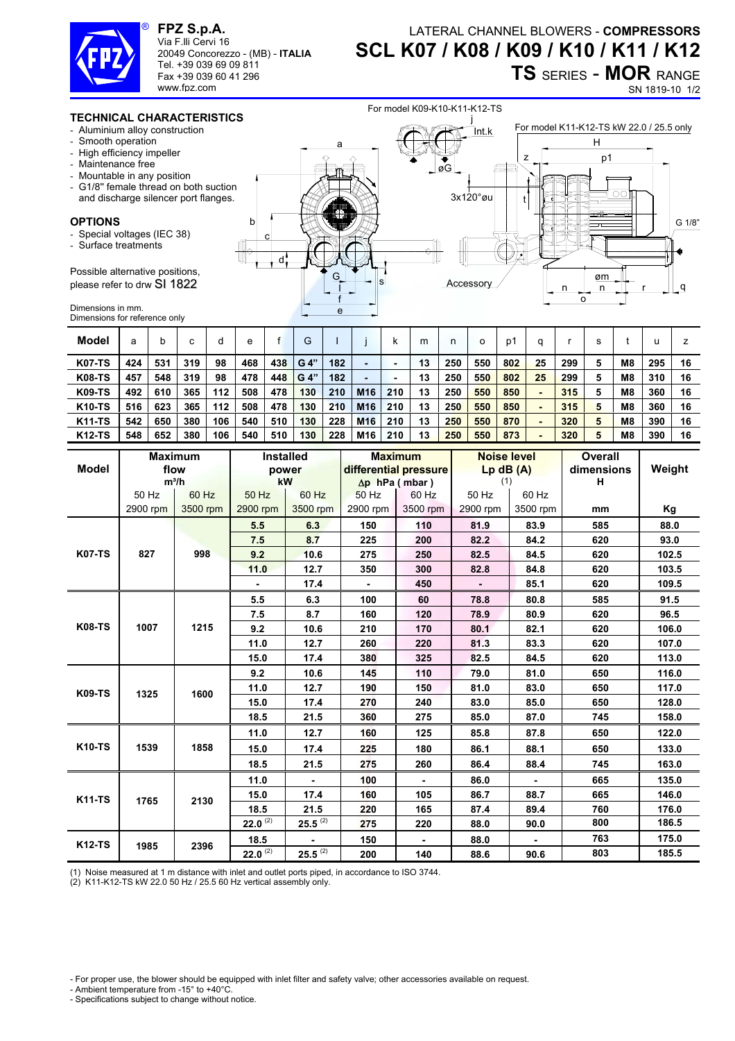**FPZ S.p.A.**
Via F.lli Cervi 16
20049 Concorezzo - (MB) - **ITALIA**
Tel. +39 039 69 09 811
Fax +39 039 60 41 296
www.fpz.com

LATERAL CHANNEL BLOWERS - **COMPRESSORS**

# SCL K07 / K08 / K09 / K10 / K11 / K12

## TS SERIES - MOR RANGE

SN 1819-10 1/2

### TECHNICAL CHARACTERISTICS

- Aluminium alloy construction
- Smooth operation
- High efficiency impeller
- Maintenance free
- Mountable in any position
- G1/8" female thread on both suction and discharge silencer port flanges.

### OPTIONS

- Special voltages (IEC 38)
- Surface treatments

Possible alternative positions, please refer to drw SI 1822

Dimensions in mm.
Dimensions for reference only

For model K09-K10-K11-K12-TS

For model K11-K12-TS kW 22.0 / 25.5 only

| Model | a | b | c | d | e | f | G | l | j | k | m | n | o | p1 | q | r | s | t | u | z |
|---|---|---|---|---|---|---|---|---|---|---|---|---|---|---|---|---|---|---|---|---|
| K07-TS | 424 | 531 | 319 | 98 | 468 | 438 | G 4" | 182 | - | - | 13 | 250 | 550 | 802 | 25 | 299 | 5 | M8 | 295 | 16 |
| K08-TS | 457 | 548 | 319 | 98 | 478 | 448 | G 4" | 182 | - | - | 13 | 250 | 550 | 802 | 25 | 299 | 5 | M8 | 310 | 16 |
| K09-TS | 492 | 610 | 365 | 112 | 508 | 478 | 130 | 210 | M16 | 210 | 13 | 250 | 550 | 850 | - | 315 | 5 | M8 | 360 | 16 |
| K10-TS | 516 | 623 | 365 | 112 | 508 | 478 | 130 | 210 | M16 | 210 | 13 | 250 | 550 | 850 | - | 315 | 5 | M8 | 360 | 16 |
| K11-TS | 542 | 650 | 380 | 106 | 540 | 510 | 130 | 228 | M16 | 210 | 13 | 250 | 550 | 870 | - | 320 | 5 | M8 | 390 | 16 |
| K12-TS | 548 | 652 | 380 | 106 | 540 | 510 | 130 | 228 | M16 | 210 | 13 | 250 | 550 | 873 | - | 320 | 5 | M8 | 390 | 16 |

| Model | Maximum flow $m^3/h$ | | Installed power kW | | Maximum differential pressure Δp hPa ( mbar ) | | Noise level Lp dB (A) (1) | | Overall dimensions H | Weight |
|---|---|---|---|---|---|---|---|---|---|---|
| | 50 Hz 2900 rpm | 60 Hz 3500 rpm | 50 Hz 2900 rpm | 60 Hz 3500 rpm | 50 Hz 2900 rpm | 60 Hz 3500 rpm | 50 Hz 2900 rpm | 60 Hz 3500 rpm | mm | Kg |
| K07-TS | 827 | 998 | 5.5 | 6.3 | 150 | 110 | 81.9 | 83.9 | 585 | 88.0 |
| | | | 7.5 | 8.7 | 225 | 200 | 82.2 | 84.2 | 620 | 93.0 |
| | | | 9.2 | 10.6 | 275 | 250 | 82.5 | 84.5 | 620 | 102.5 |
| | | | 11.0 | 12.7 | 350 | 300 | 82.8 | 84.8 | 620 | 103.5 |
| | | | - | 17.4 | - | 450 | - | 85.1 | 620 | 109.5 |
| K08-TS | 1007 | 1215 | 5.5 | 6.3 | 100 | 60 | 78.8 | 80.8 | 585 | 91.5 |
| | | | 7.5 | 8.7 | 160 | 120 | 78.9 | 80.9 | 620 | 96.5 |
| | | | 9.2 | 10.6 | 210 | 170 | 80.1 | 82.1 | 620 | 106.0 |
| | | | 11.0 | 12.7 | 260 | 220 | 81.3 | 83.3 | 620 | 107.0 |
| | | | 15.0 | 17.4 | 380 | 325 | 82.5 | 84.5 | 620 | 113.0 |
| K09-TS | 1325 | 1600 | 9.2 | 10.6 | 145 | 110 | 79.0 | 81.0 | 650 | 116.0 |
| | | | 11.0 | 12.7 | 190 | 150 | 81.0 | 83.0 | 650 | 117.0 |
| | | | 15.0 | 17.4 | 270 | 240 | 83.0 | 85.0 | 650 | 128.0 |
| | | | 18.5 | 21.5 | 360 | 275 | 85.0 | 87.0 | 745 | 158.0 |
| K10-TS | 1539 | 1858 | 11.0 | 12.7 | 160 | 125 | 85.8 | 87.8 | 650 | 122.0 |
| | | | 15.0 | 17.4 | 225 | 180 | 86.1 | 88.1 | 650 | 133.0 |
| | | | 18.5 | 21.5 | 275 | 260 | 86.4 | 88.4 | 745 | 163.0 |
| K11-TS | 1765 | 2130 | 11.0 | - | 100 | - | 86.0 | - | 665 | 135.0 |
| | | | 15.0 | 17.4 | 160 | 105 | 86.7 | 88.7 | 665 | 146.0 |
| | | | 18.5 | 21.5 | 220 | 165 | 87.4 | 89.4 | 760 | 176.0 |
| | | | 22.0 (2) | 25.5 (2) | 275 | 220 | 88.0 | 90.0 | 800 | 186.5 |
| K12-TS | 1985 | 2396 | 18.5 | - | 150 | - | 88.0 | - | 763 | 175.0 |
| | | | 22.0 (2) | 25.5 (2) | 200 | 140 | 88.6 | 90.6 | 803 | 185.5 |

(1) Noise measured at 1 m distance with inlet and outlet ports piped, in accordance to ISO 3744.
(2) K11-K12-TS kW 22.0 50 Hz / 25.5 60 Hz vertical assembly only.

- For proper use, the blower should be equipped with inlet filter and safety valve; other accessories available on request.
- Ambient temperature from -15° to +40°C.
- Specifications subject to change without notice.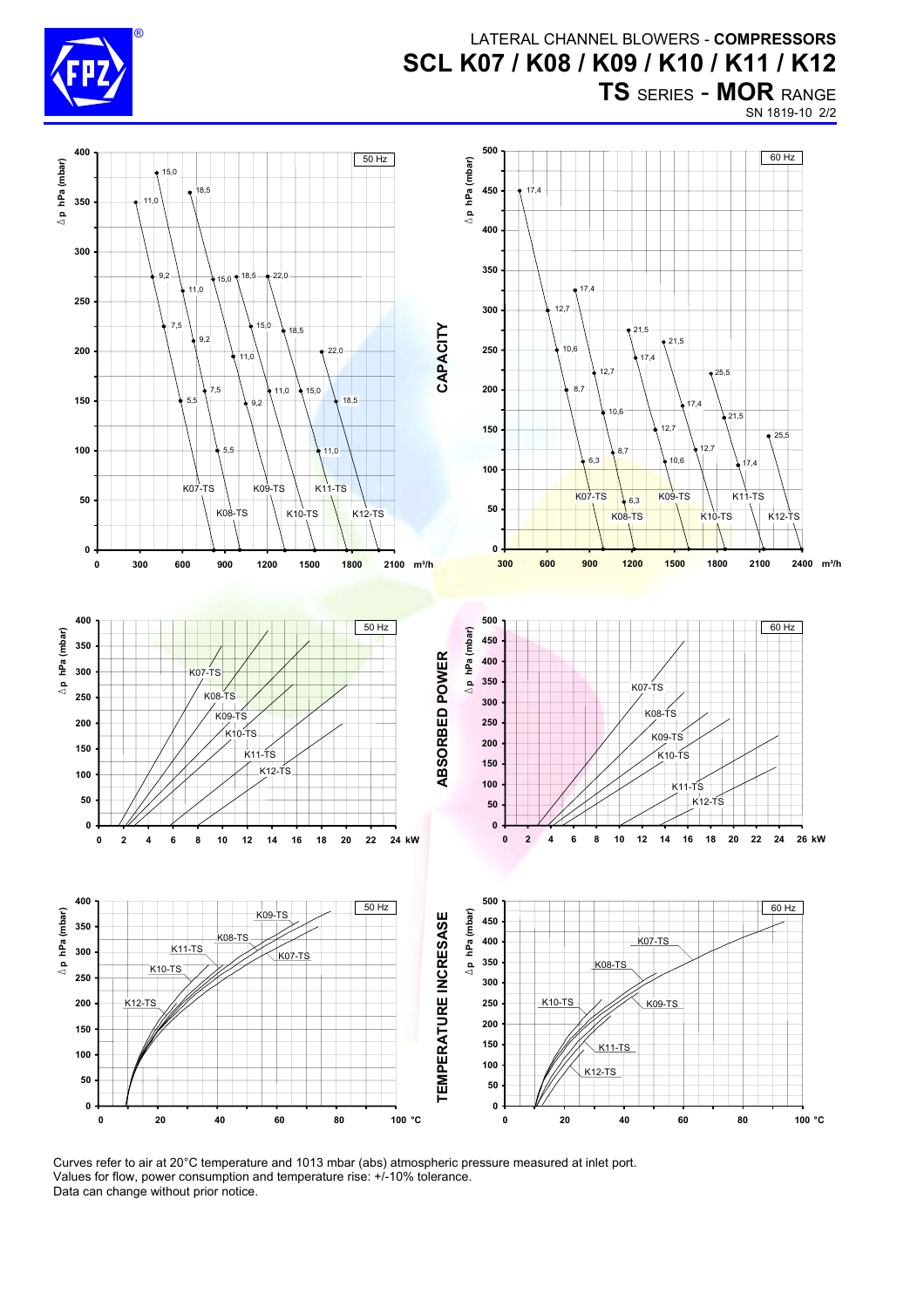# LATERAL CHANNEL BLOWERS - **COMPRESSORS**

# SCL K07 / K08 / K09 / K10 / K11 / K12

## TS SERIES - MOR RANGE

SN 1819-10 2/2

**CAPACITY**

50 Hz

Δ p hPa (mbar)

400
350
300
250
200
150
100
50
0

0 300 600 900 1200 1500 1800 2100 m³/h

15,0
11,0
18,5
9,2
11,0
15,0
18,5
22,0
7,5
15,0
18,5
9,2
22,0
11,0
7,5
11,0
15,0
5,5
9,2
18,5
5,5
11,0

K07-TS
K08-TS
K09-TS
K10-TS
K11-TS
K12-TS

60 Hz

Δ p hPa (mbar)

500
450
400
350
300
250
200
150
100
50
0

300 600 900 1200 1500 1800 2100 2400 m³/h

17,4
17,4
12,7
21,5
10,6
21,5
17,4
12,7
25,5
8,7
10,6
17,4
21,5
12,7
25,5
8,7
12,7
6,3
10,6
17,4
6,3

K07-TS
K08-TS
K09-TS
K10-TS
K11-TS
K12-TS

**ABSORBED POWER**

50 Hz

Δ p hPa (mbar)

400
350
300
250
200
150
100
50
0

0 2 4 6 8 10 12 14 16 18 20 22 24 kW

K07-TS
K08-TS
K09-TS
K10-TS
K11-TS
K12-TS

60 Hz

Δ p hPa (mbar)

500
450
400
350
300
250
200
150
100
50
0

0 2 4 6 8 10 12 14 16 18 20 22 24 26 kW

K07-TS
K08-TS
K09-TS
K10-TS
K11-TS
K12-TS

**TEMPERATURE INCRESASE**

50 Hz

Δ p hPa (mbar)

400
350
300
250
200
150
100
50
0

0 20 40 60 80 100 °C

K09-TS
K08-TS
K11-TS
K07-TS
K10-TS
K12-TS

60 Hz

Δ p hPa (mbar)

500
450
400
350
300
250
200
150
100
50
0

0 20 40 60 80 100 °C

K07-TS
K08-TS
K10-TS
K09-TS
K11-TS
K12-TS

Curves refer to air at 20°C temperature and 1013 mbar (abs) atmospheric pressure measured at inlet port.
Values for flow, power consumption and temperature rise: +/-10% tolerance.
Data can change without prior notice.